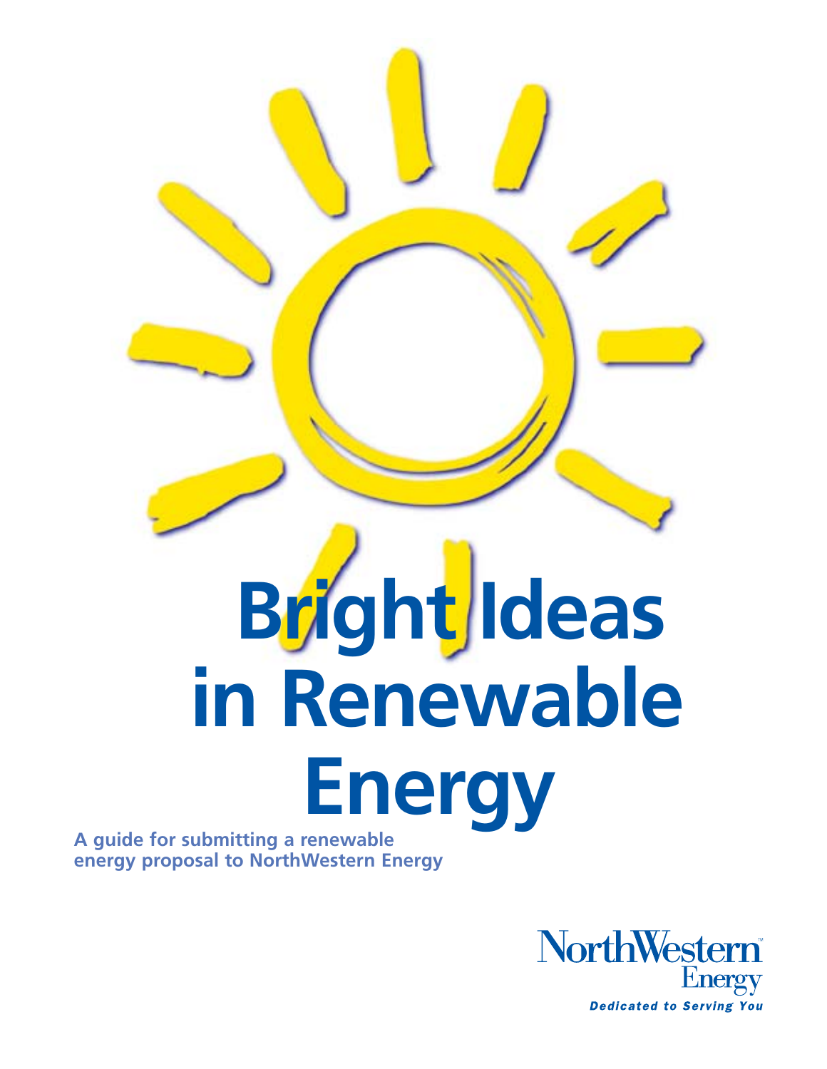# Bright Ideas in Renewable Energy

**A guide for submitting a renewable energy proposal to NorthWestern Energy**

NorthWestern™ Energy

*Dedicated to Serving You*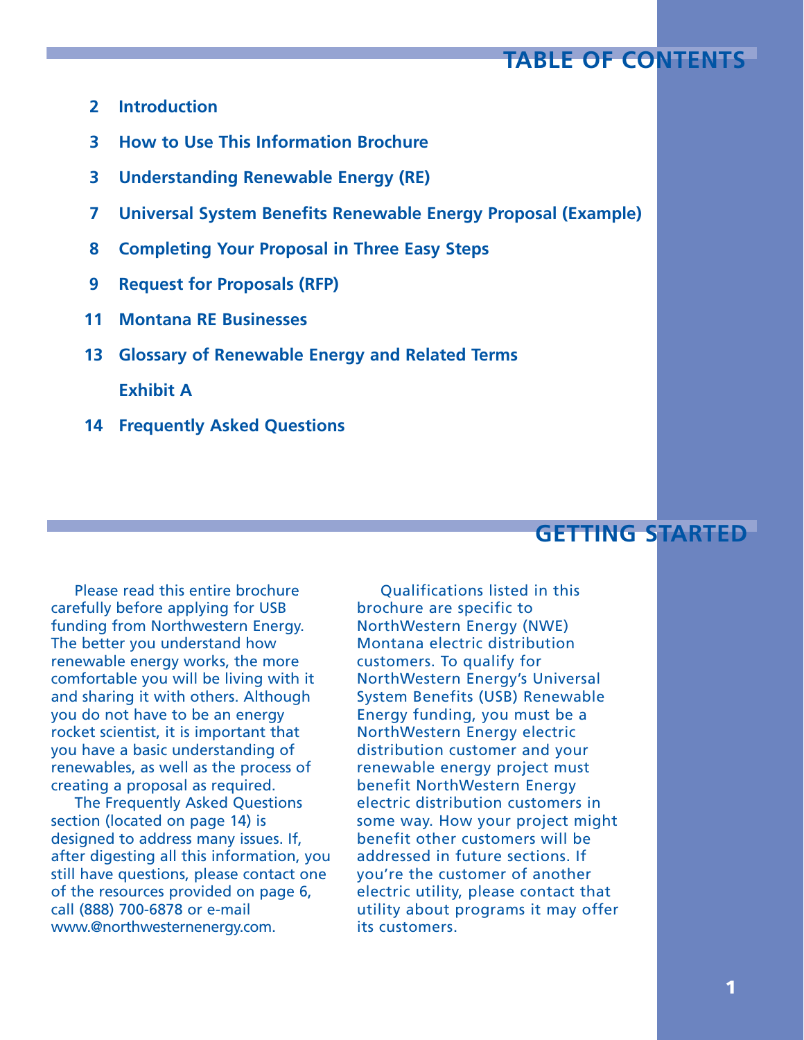## TABLE OF CONTENTS

2 Introduction

3 How to Use This Information Brochure

3 Understanding Renewable Energy (RE)

7 Universal System Benefits Renewable Energy Proposal (Example)

8 Completing Your Proposal in Three Easy Steps

9 Request for Proposals (RFP)

11 Montana RE Businesses

13 Glossary of Renewable Energy and Related Terms

Exhibit A

14 Frequently Asked Questions

## GETTING STARTED

Please read this entire brochure carefully before applying for USB funding from Northwestern Energy. The better you understand how renewable energy works, the more comfortable you will be living with it and sharing it with others. Although you do not have to be an energy rocket scientist, it is important that you have a basic understanding of renewables, as well as the process of creating a proposal as required.

The Frequently Asked Questions section (located on page 14) is designed to address many issues. If, after digesting all this information, you still have questions, please contact one of the resources provided on page 6, call (888) 700-6878 or e-mail www.@northwesternenergy.com.

Qualifications listed in this brochure are specific to NorthWestern Energy (NWE) Montana electric distribution customers. To qualify for NorthWestern Energy's Universal System Benefits (USB) Renewable Energy funding, you must be a NorthWestern Energy electric distribution customer and your renewable energy project must benefit NorthWestern Energy electric distribution customers in some way. How your project might benefit other customers will be addressed in future sections. If you're the customer of another electric utility, please contact that utility about programs it may offer its customers.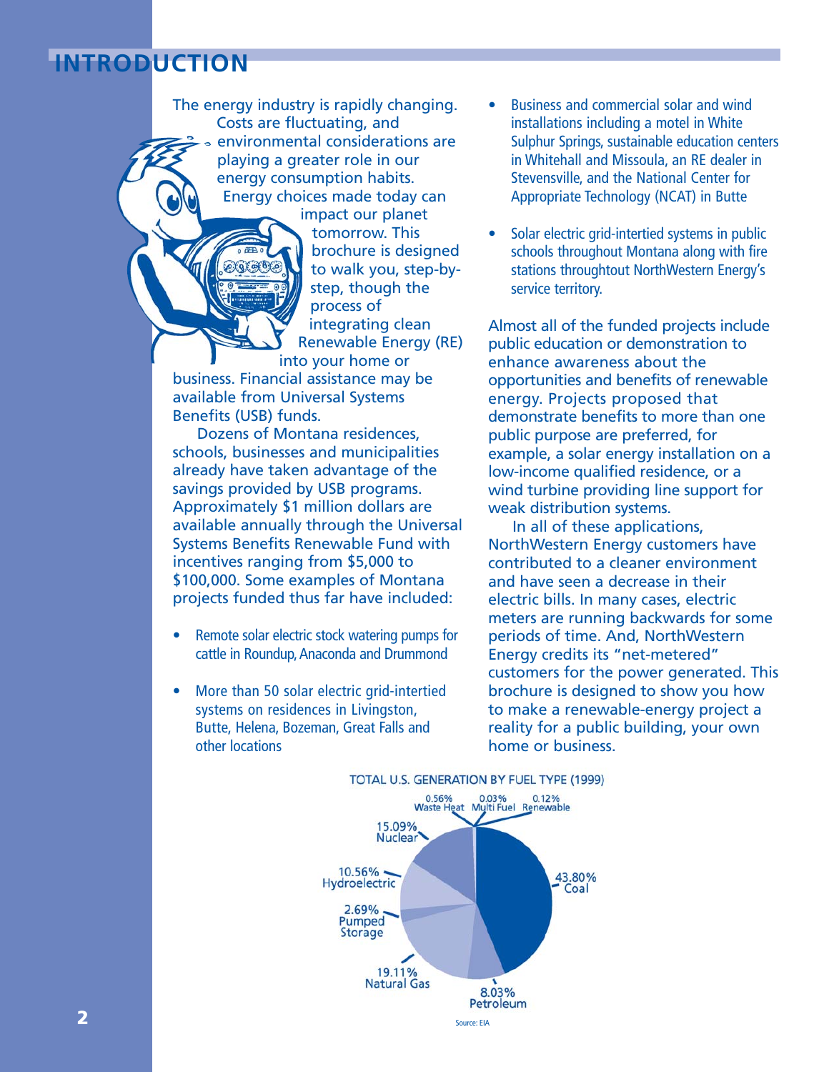# INTRODUCTION

The energy industry is rapidly changing. Costs are fluctuating, and environmental considerations are playing a greater role in our energy consumption habits. Energy choices made today can impact our planet tomorrow. This brochure is designed to walk you, step-by-step, though the process of integrating clean Renewable Energy (RE) into your home or business. Financial assistance may be available from Universal Systems Benefits (USB) funds.

Dozens of Montana residences, schools, businesses and municipalities already have taken advantage of the savings provided by USB programs. Approximately $1 million dollars are available annually through the Universal Systems Benefits Renewable Fund with incentives ranging from $5,000 to $100,000. Some examples of Montana projects funded thus far have included:

- Remote solar electric stock watering pumps for cattle in Roundup, Anaconda and Drummond
- More than 50 solar electric grid-intertied systems on residences in Livingston, Butte, Helena, Bozeman, Great Falls and other locations
- Business and commercial solar and wind installations including a motel in White Sulphur Springs, sustainable education centers in Whitehall and Missoula, an RE dealer in Stevensville, and the National Center for Appropriate Technology (NCAT) in Butte
- Solar electric grid-intertied systems in public schools throughout Montana along with fire stations throughtout NorthWestern Energy's service territory.

Almost all of the funded projects include public education or demonstration to enhance awareness about the opportunities and benefits of renewable energy. Projects proposed that demonstrate benefits to more than one public purpose are preferred, for example, a solar energy installation on a low-income qualified residence, or a wind turbine providing line support for weak distribution systems.

In all of these applications, NorthWestern Energy customers have contributed to a cleaner environment and have seen a decrease in their electric bills. In many cases, electric meters are running backwards for some periods of time. And, NorthWestern Energy credits its "net-metered" customers for the power generated. This brochure is designed to show you how to make a renewable-energy project a reality for a public building, your own home or business.

TOTAL U.S. GENERATION BY FUEL TYPE (1999)

| Fuel Type | Percentage |
|---|---|
| Coal | 43.80% |
| Natural Gas | 19.11% |
| Nuclear | 15.09% |
| Hydroelectric | 10.56% |
| Petroleum | 8.03% |
| Pumped Storage | 2.69% |
| Waste Heat | 0.56% |
| Renewable | 0.12% |
| Multi Fuel | 0.03% |

Source: EIA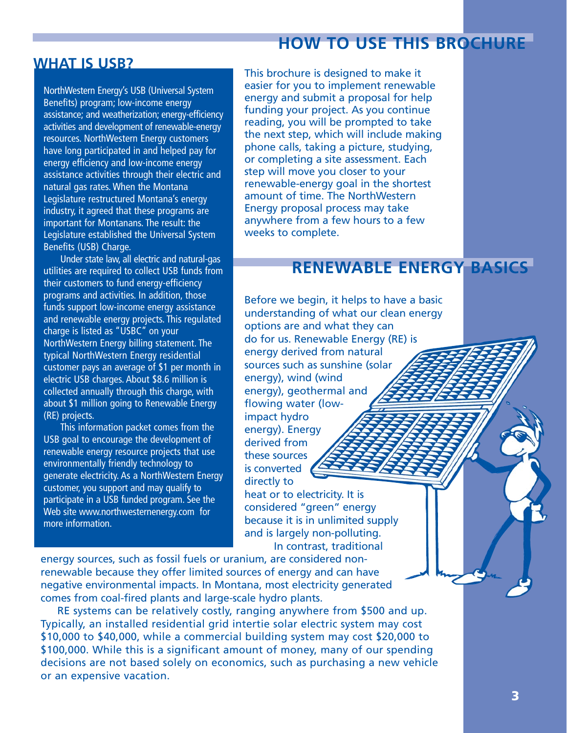## WHAT IS USB?

NorthWestern Energy's USB (Universal System Benefits) program; low-income energy assistance; and weatherization; energy-efficiency activities and development of renewable-energy resources. NorthWestern Energy customers have long participated in and helped pay for energy efficiency and low-income energy assistance activities through their electric and natural gas rates. When the Montana Legislature restructured Montana's energy industry, it agreed that these programs are important for Montanans. The result: the Legislature established the Universal System Benefits (USB) Charge.

Under state law, all electric and natural-gas utilities are required to collect USB funds from their customers to fund energy-efficiency programs and activities. In addition, those funds support low-income energy assistance and renewable energy projects. This regulated charge is listed as "USBC" on your NorthWestern Energy billing statement. The typical NorthWestern Energy residential customer pays an average of $1 per month in electric USB charges. About $8.6 million is collected annually through this charge, with about $1 million going to Renewable Energy (RE) projects.

This information packet comes from the USB goal to encourage the development of renewable energy resource projects that use environmentally friendly technology to generate electricity. As a NorthWestern Energy customer, you support and may qualify to participate in a USB funded program. See the Web site www.northwesternenergy.com for more information.

## HOW TO USE THIS BROCHURE

This brochure is designed to make it easier for you to implement renewable energy and submit a proposal for help funding your project. As you continue reading, you will be prompted to take the next step, which will include making phone calls, taking a picture, studying, or completing a site assessment. Each step will move you closer to your renewable-energy goal in the shortest amount of time. The NorthWestern Energy proposal process may take anywhere from a few hours to a few weeks to complete.

## RENEWABLE ENERGY BASICS

Before we begin, it helps to have a basic understanding of what our clean energy options are and what they can do for us. Renewable Energy (RE) is energy derived from natural sources such as sunshine (solar energy), wind (wind energy), geothermal and flowing water (low-impact hydro energy). Energy derived from these sources is converted directly to heat or to electricity. It is considered "green" energy because it is in unlimited supply and is largely non-polluting.

In contrast, traditional energy sources, such as fossil fuels or uranium, are considered non-renewable because they offer limited sources of energy and can have negative environmental impacts. In Montana, most electricity generated comes from coal-fired plants and large-scale hydro plants.

RE systems can be relatively costly, ranging anywhere from $500 and up. Typically, an installed residential grid intertie solar electric system may cost $10,000 to $40,000, while a commercial building system may cost $20,000 to $100,000. While this is a significant amount of money, many of our spending decisions are not based solely on economics, such as purchasing a new vehicle or an expensive vacation.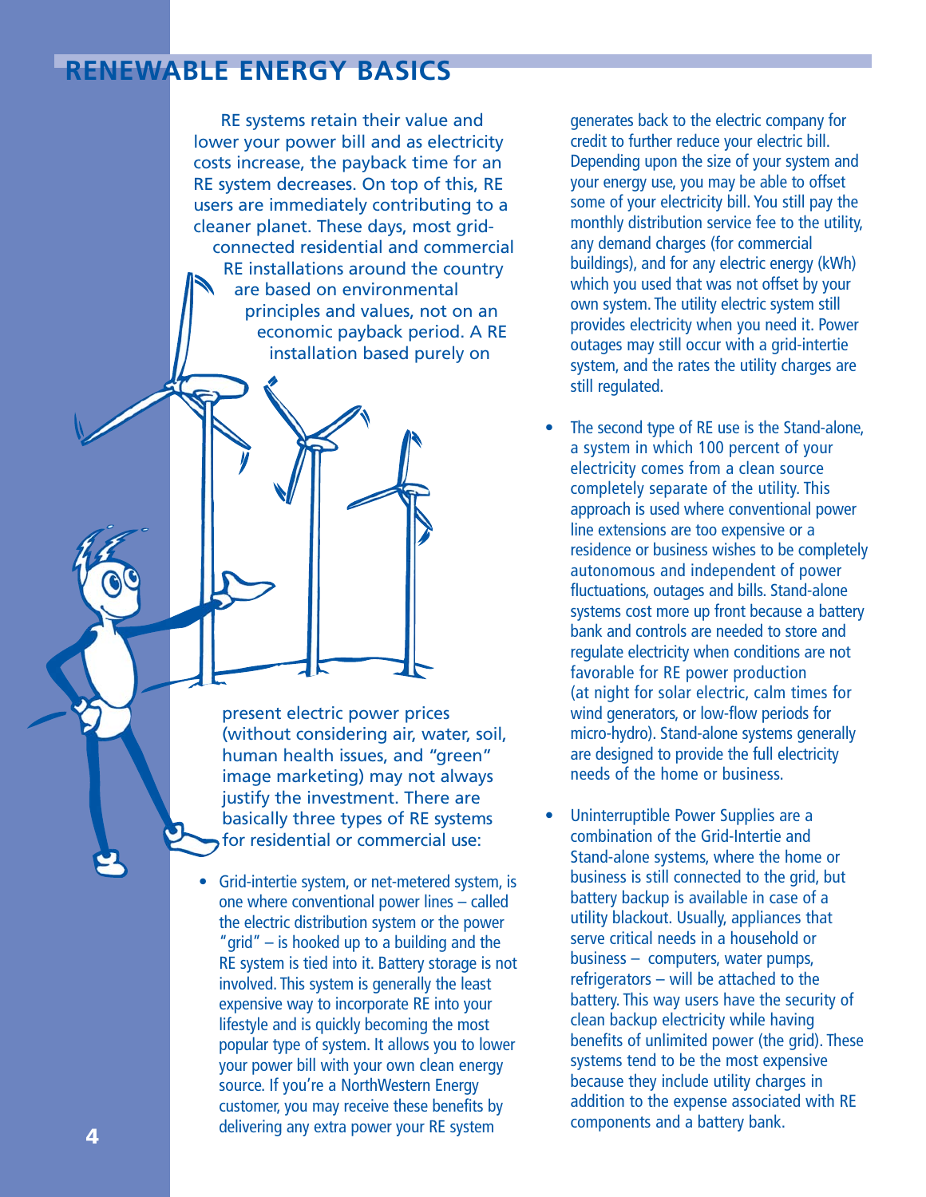## RENEWABLE ENERGY BASICS

RE systems retain their value and lower your power bill and as electricity costs increase, the payback time for an RE system decreases. On top of this, RE users are immediately contributing to a cleaner planet. These days, most grid-connected residential and commercial RE installations around the country are based on environmental principles and values, not on an economic payback period. A RE installation based purely on present electric power prices (without considering air, water, soil, human health issues, and "green" image marketing) may not always justify the investment. There are basically three types of RE systems for residential or commercial use:

- Grid-intertie system, or net-metered system, is one where conventional power lines – called the electric distribution system or the power "grid" – is hooked up to a building and the RE system is tied into it. Battery storage is not involved. This system is generally the least expensive way to incorporate RE into your lifestyle and is quickly becoming the most popular type of system. It allows you to lower your power bill with your own clean energy source. If you're a NorthWestern Energy customer, you may receive these benefits by delivering any extra power your RE system generates back to the electric company for credit to further reduce your electric bill. Depending upon the size of your system and your energy use, you may be able to offset some of your electricity bill. You still pay the monthly distribution service fee to the utility, any demand charges (for commercial buildings), and for any electric energy (kWh) which you used that was not offset by your own system. The utility electric system still provides electricity when you need it. Power outages may still occur with a grid-intertie system, and the rates the utility charges are still regulated.

- The second type of RE use is the Stand-alone, a system in which 100 percent of your electricity comes from a clean source completely separate of the utility. This approach is used where conventional power line extensions are too expensive or a residence or business wishes to be completely autonomous and independent of power fluctuations, outages and bills. Stand-alone systems cost more up front because a battery bank and controls are needed to store and regulate electricity when conditions are not favorable for RE power production (at night for solar electric, calm times for wind generators, or low-flow periods for micro-hydro). Stand-alone systems generally are designed to provide the full electricity needs of the home or business.

- Uninterruptible Power Supplies are a combination of the Grid-Intertie and Stand-alone systems, where the home or business is still connected to the grid, but battery backup is available in case of a utility blackout. Usually, appliances that serve critical needs in a household or business – computers, water pumps, refrigerators – will be attached to the battery. This way users have the security of clean backup electricity while having benefits of unlimited power (the grid). These systems tend to be the most expensive because they include utility charges in addition to the expense associated with RE components and a battery bank.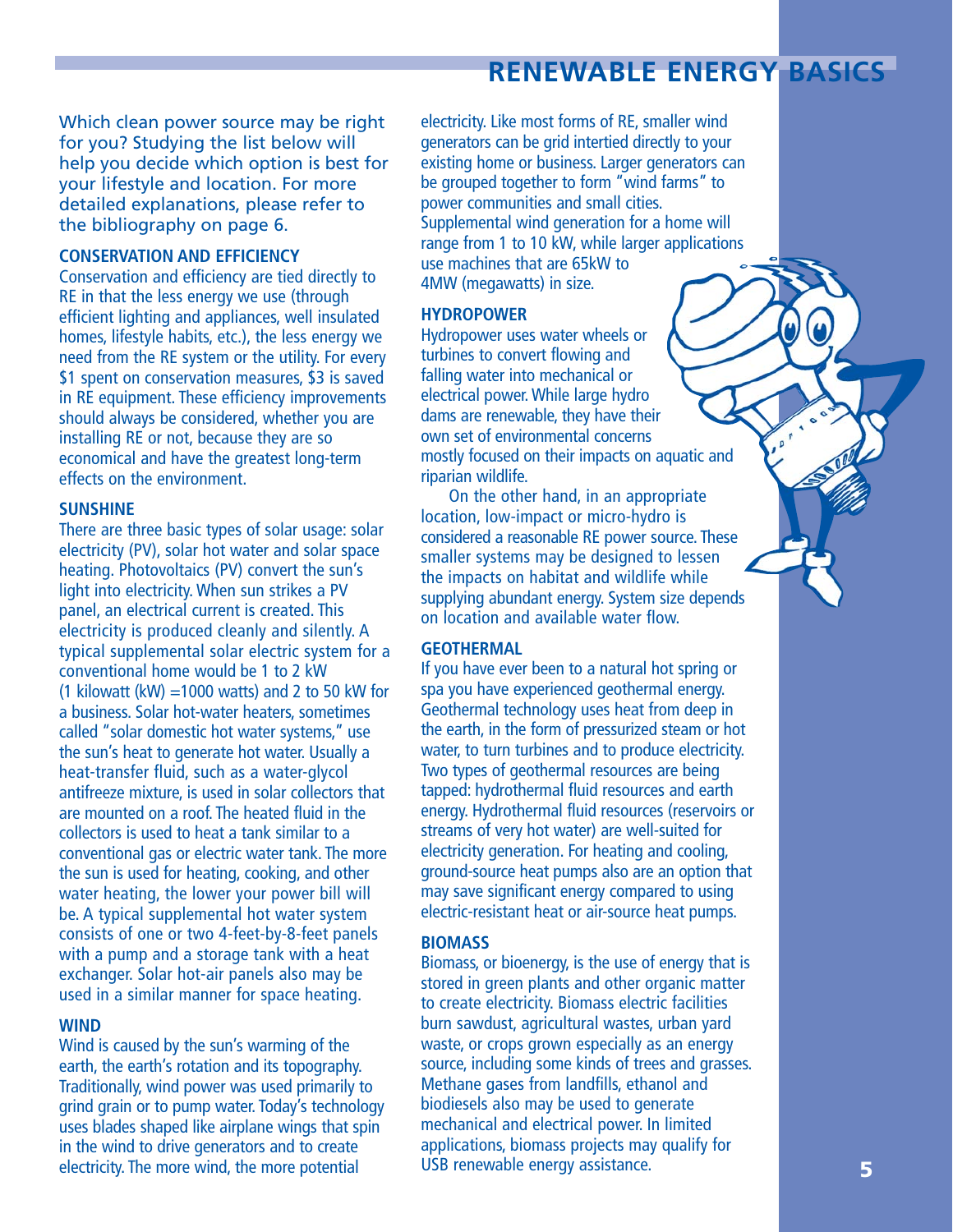# RENEWABLE ENERGY BASICS

Which clean power source may be right for you? Studying the list below will help you decide which option is best for your lifestyle and location. For more detailed explanations, please refer to the bibliography on page 6.

## CONSERVATION AND EFFICIENCY

Conservation and efficiency are tied directly to RE in that the less energy we use (through efficient lighting and appliances, well insulated homes, lifestyle habits, etc.), the less energy we need from the RE system or the utility. For every $1 spent on conservation measures, $3 is saved in RE equipment. These efficiency improvements should always be considered, whether you are installing RE or not, because they are so economical and have the greatest long-term effects on the environment.

## SUNSHINE

There are three basic types of solar usage: solar electricity (PV), solar hot water and solar space heating. Photovoltaics (PV) convert the sun's light into electricity. When sun strikes a PV panel, an electrical current is created. This electricity is produced cleanly and silently. A typical supplemental solar electric system for a conventional home would be 1 to 2 kW (1 kilowatt (kW) =1000 watts) and 2 to 50 kW for a business. Solar hot-water heaters, sometimes called "solar domestic hot water systems," use the sun's heat to generate hot water. Usually a heat-transfer fluid, such as a water-glycol antifreeze mixture, is used in solar collectors that are mounted on a roof. The heated fluid in the collectors is used to heat a tank similar to a conventional gas or electric water tank. The more the sun is used for heating, cooking, and other water heating, the lower your power bill will be. A typical supplemental hot water system consists of one or two 4-feet-by-8-feet panels with a pump and a storage tank with a heat exchanger. Solar hot-air panels also may be used in a similar manner for space heating.

## WIND

Wind is caused by the sun's warming of the earth, the earth's rotation and its topography. Traditionally, wind power was used primarily to grind grain or to pump water. Today's technology uses blades shaped like airplane wings that spin in the wind to drive generators and to create electricity. The more wind, the more potential electricity. Like most forms of RE, smaller wind generators can be grid intertied directly to your existing home or business. Larger generators can be grouped together to form "wind farms" to power communities and small cities. Supplemental wind generation for a home will range from 1 to 10 kW, while larger applications use machines that are 65kW to 4MW (megawatts) in size.

## HYDROPOWER

Hydropower uses water wheels or turbines to convert flowing and falling water into mechanical or electrical power. While large hydro dams are renewable, they have their own set of environmental concerns mostly focused on their impacts on aquatic and riparian wildlife.

On the other hand, in an appropriate location, low-impact or micro-hydro is considered a reasonable RE power source. These smaller systems may be designed to lessen the impacts on habitat and wildlife while supplying abundant energy. System size depends on location and available water flow.

## GEOTHERMAL

If you have ever been to a natural hot spring or spa you have experienced geothermal energy. Geothermal technology uses heat from deep in the earth, in the form of pressurized steam or hot water, to turn turbines and to produce electricity. Two types of geothermal resources are being tapped: hydrothermal fluid resources and earth energy. Hydrothermal fluid resources (reservoirs or streams of very hot water) are well-suited for electricity generation. For heating and cooling, ground-source heat pumps also are an option that may save significant energy compared to using electric-resistant heat or air-source heat pumps.

## BIOMASS

Biomass, or bioenergy, is the use of energy that is stored in green plants and other organic matter to create electricity. Biomass electric facilities burn sawdust, agricultural wastes, urban yard waste, or crops grown especially as an energy source, including some kinds of trees and grasses. Methane gases from landfills, ethanol and biodiesels also may be used to generate mechanical and electrical power. In limited applications, biomass projects may qualify for USB renewable energy assistance.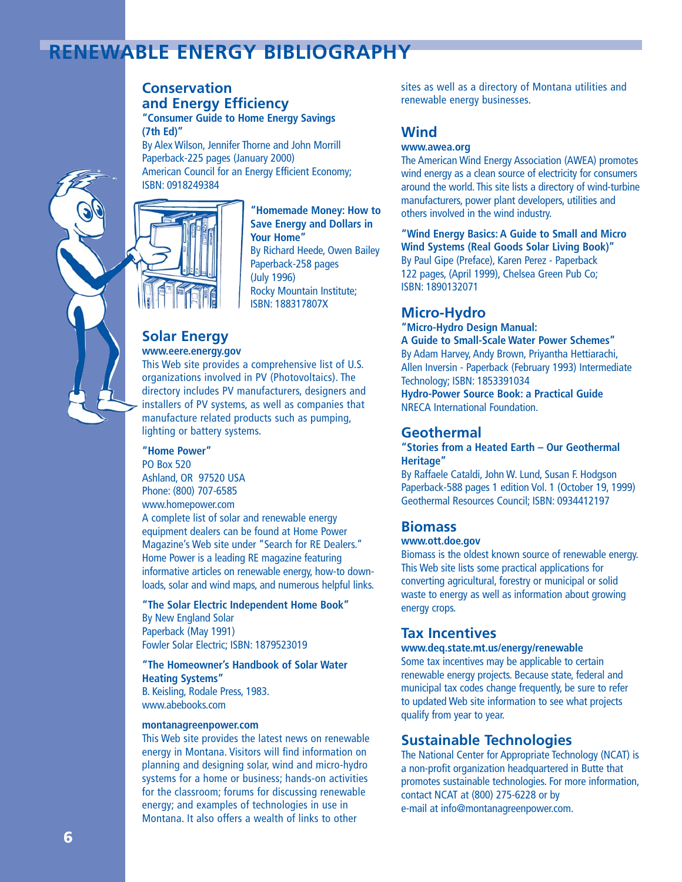# RENEWABLE ENERGY BIBLIOGRAPHY

## Conservation and Energy Efficiency

**"Consumer Guide to Home Energy Savings (7th Ed)"**
By Alex Wilson, Jennifer Thorne and John Morrill
Paperback-225 pages (January 2000)
American Council for an Energy Efficient Economy; ISBN: 0918249384

**"Homemade Money: How to Save Energy and Dollars in Your Home"**
By Richard Heede, Owen Bailey
Paperback-258 pages (July 1996)
Rocky Mountain Institute; ISBN: 188317807X

## Solar Energy

**www.eere.energy.gov**
This Web site provides a comprehensive list of U.S. organizations involved in PV (Photovoltaics). The directory includes PV manufacturers, designers and installers of PV systems, as well as companies that manufacture related products such as pumping, lighting or battery systems.

**"Home Power"**
PO Box 520
Ashland, OR 97520 USA
Phone: (800) 707-6585
www.homepower.com
A complete list of solar and renewable energy equipment dealers can be found at Home Power Magazine's Web site under "Search for RE Dealers." Home Power is a leading RE magazine featuring informative articles on renewable energy, how-to downloads, solar and wind maps, and numerous helpful links.

**"The Solar Electric Independent Home Book"**
By New England Solar
Paperback (May 1991)
Fowler Solar Electric; ISBN: 1879523019

**"The Homeowner's Handbook of Solar Water Heating Systems"**
B. Keisling, Rodale Press, 1983.
www.abebooks.com

**montanagreenpower.com**
This Web site provides the latest news on renewable energy in Montana. Visitors will find information on planning and designing solar, wind and micro-hydro systems for a home or business; hands-on activities for the classroom; forums for discussing renewable energy; and examples of technologies in use in Montana. It also offers a wealth of links to other sites as well as a directory of Montana utilities and renewable energy businesses.

## Wind

**www.awea.org**
The American Wind Energy Association (AWEA) promotes wind energy as a clean source of electricity for consumers around the world. This site lists a directory of wind-turbine manufacturers, power plant developers, utilities and others involved in the wind industry.

**"Wind Energy Basics: A Guide to Small and Micro Wind Systems (Real Goods Solar Living Book)"**
By Paul Gipe (Preface), Karen Perez - Paperback
122 pages, (April 1999), Chelsea Green Pub Co; ISBN: 1890132071

## Micro-Hydro

**"Micro-Hydro Design Manual: A Guide to Small-Scale Water Power Schemes"**
By Adam Harvey, Andy Brown, Priyantha Hettiarachi, Allen Inversin - Paperback (February 1993) Intermediate Technology; ISBN: 1853391034

**Hydro-Power Source Book: a Practical Guide**
NRECA International Foundation.

## Geothermal

**"Stories from a Heated Earth – Our Geothermal Heritage"**
By Raffaele Cataldi, John W. Lund, Susan F. Hodgson
Paperback-588 pages 1 edition Vol. 1 (October 19, 1999)
Geothermal Resources Council; ISBN: 0934412197

## Biomass

**www.ott.doe.gov**
Biomass is the oldest known source of renewable energy. This Web site lists some practical applications for converting agricultural, forestry or municipal or solid waste to energy as well as information about growing energy crops.

## Tax Incentives

**www.deq.state.mt.us/energy/renewable**
Some tax incentives may be applicable to certain renewable energy projects. Because state, federal and municipal tax codes change frequently, be sure to refer to updated Web site information to see what projects qualify from year to year.

## Sustainable Technologies

The National Center for Appropriate Technology (NCAT) is a non-profit organization headquartered in Butte that promotes sustainable technologies. For more information, contact NCAT at (800) 275-6228 or by e-mail at info@montanagreenpower.com.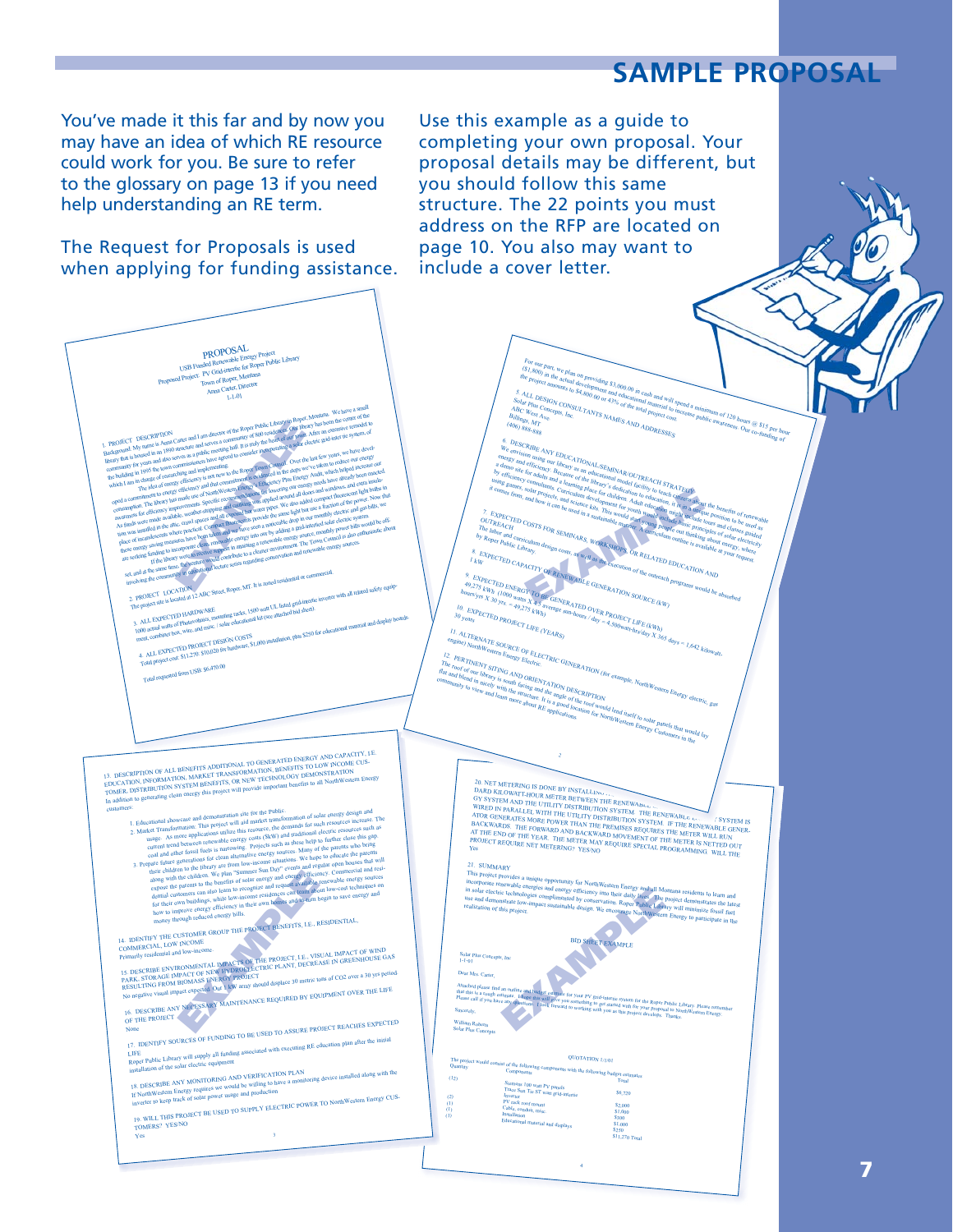# SAMPLE PROPOSAL

You've made it this far and by now you may have an idea of which RE resource could work for you. Be sure to refer to the glossary on page 13 if you need help understanding an RE term.

The Request for Proposals is used when applying for funding assistance.

Use this example as a guide to completing your own proposal. Your proposal details may be different, but you should follow this same structure. The 22 points you must address on the RFP are located on page 10. You also may want to include a cover letter.

PROPOSAL
USB Funded Renewable Energy Project
Proposed Project: PV Grid-interfie for Roper Public Library
Town of Roper, Montana
Anna Carter, Director
1-1-01

1. PROJECT DESCRIPTION
Background: My name is Anna Carter and I am director of the Roper Public Library in Roper, Montana. We have a small library that is housed in an 1890 structure and serves a community of 800 residents. Our library has been the center of the community for years and also serves as a public meeting hall. It is truly the heart of our town. After an extensive remodel to the building in 1995 the town commissioners have agreed to consider incorporating a solar electric grid-intertie system, of which I am in charge of researching and implementing.

The idea of energy efficiency is not new to the Roper Town Council. Over the last few years, we have developed a commitment to energy efficiency and that commitment is evidenced in the steps we've taken to reduce our energy consumption. The library has made use of NorthWestern Energy's Efficiency Plus Energy Audit, which helped increase our awareness for efficiency improvements. Specific recommendations for lowering our energy needs have already been enacted. As funds were made available, weather-stripping and caulking was applied around all doors and windows, and extra insulation was installed in the attic, crawl spaces and all exposed hot water pipes. We also added compact fluorescent light bulbs in place of incandescents where practical. Compact fluorescents provide the same light but use a fraction of the power. Now that these energy saving measures have been taken and we have seen a noticeable drop in our monthly electric and gas bills, we are seeking funding to incorporate clean, renewable energy into our by adding a grid-intertied solar electric system.

If the library were to receive support in attaining a renewable energy source, monthly power bills would be offset, and at the same time the resource would contribute to a cleaner environment. The Town Council is also enthusiastic about involving the community in educational lecture series regarding conservation and renewable energy sources.

2. PROJECT LOCATION
The project site is located at 12 ABC Street, Roper, MT. It is zoned residential or commercial.

3. ALL EXPECTED HARDWARE
1000 actual watts of Photovoltaics, mounting racks, 1500 watt UL listed grid-intertie inverter with all related safety equipment, combiner box, wire, and misc. / solar educational kit (see attached bid sheet).

4. ALL EXPECTED PROJECT DESIGN COSTS
Total project cost: $11,270: $10,020 for hardware, $1,000 installation, plus $250 for educational material and display boards.

Total requested from USB: $6,470.00

For our part, we plan on providing $3,000.00 in cash and will spend a minimum of 120 hours @ $15 per hour ($1,800) in the actual development and educational material to increase public awareness. Our co-funding of the project amounts to $4,800.00 or 43% of the total project cost.

5. ALL DESIGN CONSULTANTS NAMES AND ADDRESSES
Solar Plus Concepts, Inc.
ABC West Ave.
Billings, MT
(406) 888-888

6. DESCRIBE ANY EDUCATIONAL/SEMINAR/OUTREACH STRATEGY
We envision using our library as an educational model facility to teach citizens about the benefits of renewable energy and efficiency. Because of the library's dedication to education, it is in a unique position to be used as a demo site for adults and a learning place for children. Adult education might include tours and classes guided by efficiency consultants. Curriculum development for youth would include basic principles of solar electricity using games, solar projects, and science kits. This would start young people out thinking about energy, where it comes from, and how it can be used in a sustainable manner. A curriculum outline is available at your request.

7. EXPECTED COSTS FOR SEMINARS, WORKSHOPS, OR RELATED EDUCATION AND OUTREACH
The labor and curriculum design costs, as well as the execution of the outreach programs would be absorbed by Roper Public Library.

8. EXPECTED CAPACITY OF RENEWABLE GENERATION SOURCE (kW)
1 kW

9. EXPECTED ENERGY TO BE GENERATED OVER PROJECT LIFE (kWh)
49,275 kWh. (1000 watts X 4.5 average sun-hours / day = 4,500watt-hrs/day X 365 days = 1,642 kilowatt-hours/yrs X 30 yrs = 49,275 kWh)

10. EXPECTED PROJECT LIFE (YEARS)
30 years

11. ALTERNATE SOURCE OF ELECTRIC GENERATION (for example, NorthWestern Energy electric, gas engine) NorthWestern Energy Electric

12. PERTINENT SITING AND ORIENTATION DESCRIPTION
The roof of our library is south facing and the angle of the roof would lend itself to solar panels that would lay flat and blend in nicely with the structure. It is a good location for NorthWestern Energy Customers in the community to view and learn more about RE applications.

13. DESCRIPTION OF ALL BENEFITS ADDITIONAL TO GENERATED ENERGY AND CAPACITY, I.E. EDUCATION, INFORMATION, MARKET TRANSFORMATION, BENEFITS TO LOW INCOME CUSTOMER, DISTRIBUTION SYSTEM BENEFITS, OR NEW TECHNOLOGY DEMONSTRATION
In addition to generating clean energy this project will provide important benefits to all NorthWestern Energy customers:

1. Educational showcase and demonstration site for the Public.
2. Market Transformation: This project will aid market transformation of solar energy design and usage. As more applications utilize this resource, the demands for such resources increase. The current trend between renewable energy costs ($kW) and traditional electric resources such as coal and other fossil fuels is narrowing. Projects such as these help to further close this gap.
3. Prepare future generations for clean alternative energy sources. Many of the parents who bring their children to the library are from low-income situations. We hope to educate the parents along with the children. We plan "Summer Sun Day" events and regular open houses that will expose the parents to the benefits of solar energy and energy efficiency. Commercial and residential customers can also learn to recognize and request available renewable energy sources for their own buildings, while low-income residences can learn about low-cost techniques on how to improve energy efficiency in their own homes and in turn begin to save energy and money through reduced energy bills.

14. IDENTIFY THE CUSTOMER GROUP THE PROJECT BENEFITS, I.E., RESIDENTIAL, COMMERCIAL, LOW INCOME
Primarily residential and low-income.

15. DESCRIBE ENVIRONMENTAL IMPACTS OF THE PROJECT, I.E., VISUAL IMPACT OF WIND PARK, STORAGE IMPACT OF NEW HYDROELECTRIC PLANT, DECREASE IN GREENHOUSE GAS RESULTING FROM BIOMASS ENERGY PROJECT
No negative visual impact expected. Our 1 kW array should displace 30 metric tons of CO2 over a 30 yr period.

16. DESCRIBE ANY NECESSARY MAINTENANCE REQUIRED BY EQUIPMENT OVER THE LIFE OF THE PROJECT
None

17. IDENTIFY SOURCES OF FUNDING TO BE USED TO ASSURE PROJECT REACHES EXPECTED LIFE
Roper Public Library will supply all funding associated with executing RE education plan after the initial installation of the solar electric equipment.

18. DESCRIBE ANY MONITORING AND VERIFICATION PLAN
If NorthWestern Energy requires we would be willing to have a monitoring device installed along with the inverter to keep track of solar power usage and production.

19. WILL THIS PROJECT BE USED TO SUPPLY ELECTRIC POWER TO NorthWestern Energy CUSTOMERS? YES/NO
Yes

20. NET METERING IS DONE BY INSTALLING A STANDARD KILOWATT-HOUR METER BETWEEN THE RENEWABLE ENERGY SYSTEM AND THE UTILITY DISTRIBUTION SYSTEM. THE RENEWABLE ENERGY SYSTEM IS WIRED IN PARALLEL WITH THE UTILITY DISTRIBUTION SYSTEM. IF THE RENEWABLE GENERATOR GENERATES MORE POWER THAN THE PREMISES REQUIRES THE METER WILL RUN BACKWARDS. THE FORWARD AND BACKWARD MOVEMENT OF THE METER IS NETTED OUT AT THE END OF THE YEAR. THE METER MAY REQUIRE SPECIAL PROGRAMMING. WILL THE PROJECT REQUIRE NET METERING? YES/NO
Yes

21. SUMMARY
This project provides a unique opportunity for NorthWestern Energy and all Montana residents to learn and incorporate renewable energies and energy efficiency into their daily lives. The project demonstrates the latest in solar electric technologies complimented by conservation. Roper Public Library will minimize fossil fuel use and demonstrate low-impact sustainable design. We encourage NorthWestern Energy to participate in the realization of this project.

BID SHEET EXAMPLE

Solar Plus Concepts, Inc
1-1-01

Dear Mrs. Carter,

Attached please find an outline and budget estimate for your PV grid-intertie system for the Roper Public Library. Please remember that this is a rough estimate. I hope this will give you something to get started with for your proposal to NorthWestern Energy. Please call if you have any questions. I look forward to working with you as this project develops. Thanks.

Sincerely,

William Roberts
Solar Plus Concepts

QUOTATION 1/1/01

The project would consist of the following components with the following budget estimates

| Quantity | Components | Total |
|---|---|---|
| (12) | Siemens 100 watt PV panels | $6,720 |
| | Trace Sun Tie ST xxx grid-intertie inverter | |
| (2) | | $2,000 |
| (1) | PV rack roof mount | $1,000 |
| (1) | Cable, conduit, misc. | $300 |
| (1) | Installation | $1,000 |
| | Educational material and displays | $250 |
| | | $11,270 Total |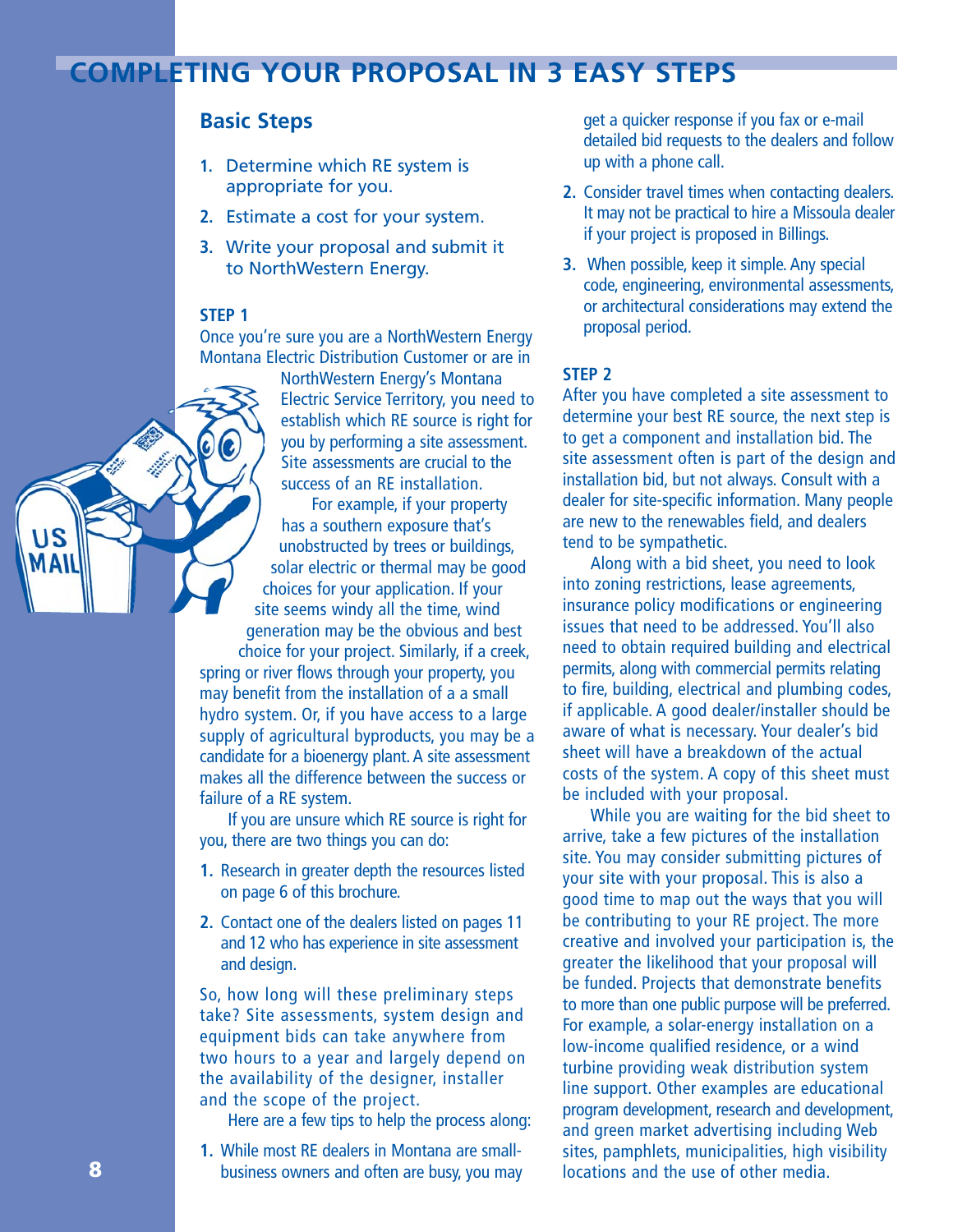# COMPLETING YOUR PROPOSAL IN 3 EASY STEPS

## Basic Steps

1. Determine which RE system is appropriate for you.
2. Estimate a cost for your system.
3. Write your proposal and submit it to NorthWestern Energy.

### STEP 1

Once you're sure you are a NorthWestern Energy Montana Electric Distribution Customer or are in NorthWestern Energy's Montana Electric Service Territory, you need to establish which RE source is right for you by performing a site assessment. Site assessments are crucial to the success of an RE installation.

For example, if your property has a southern exposure that's unobstructed by trees or buildings, solar electric or thermal may be good choices for your application. If your site seems windy all the time, wind generation may be the obvious and best choice for your project. Similarly, if a creek, spring or river flows through your property, you may benefit from the installation of a a small hydro system. Or, if you have access to a large supply of agricultural byproducts, you may be a candidate for a bioenergy plant. A site assessment makes all the difference between the success or failure of a RE system.

If you are unsure which RE source is right for you, there are two things you can do:

1. Research in greater depth the resources listed on page 6 of this brochure.
2. Contact one of the dealers listed on pages 11 and 12 who has experience in site assessment and design.

So, how long will these preliminary steps take? Site assessments, system design and equipment bids can take anywhere from two hours to a year and largely depend on the availability of the designer, installer and the scope of the project.

Here are a few tips to help the process along:

1. While most RE dealers in Montana are small-business owners and often are busy, you may get a quicker response if you fax or e-mail detailed bid requests to the dealers and follow up with a phone call.
2. Consider travel times when contacting dealers. It may not be practical to hire a Missoula dealer if your project is proposed in Billings.
3. When possible, keep it simple. Any special code, engineering, environmental assessments, or architectural considerations may extend the proposal period.

### STEP 2

After you have completed a site assessment to determine your best RE source, the next step is to get a component and installation bid. The site assessment often is part of the design and installation bid, but not always. Consult with a dealer for site-specific information. Many people are new to the renewables field, and dealers tend to be sympathetic.

Along with a bid sheet, you need to look into zoning restrictions, lease agreements, insurance policy modifications or engineering issues that need to be addressed. You'll also need to obtain required building and electrical permits, along with commercial permits relating to fire, building, electrical and plumbing codes, if applicable. A good dealer/installer should be aware of what is necessary. Your dealer's bid sheet will have a breakdown of the actual costs of the system. A copy of this sheet must be included with your proposal.

While you are waiting for the bid sheet to arrive, take a few pictures of the installation site. You may consider submitting pictures of your site with your proposal. This is also a good time to map out the ways that you will be contributing to your RE project. The more creative and involved your participation is, the greater the likelihood that your proposal will be funded. Projects that demonstrate benefits to more than one public purpose will be preferred. For example, a solar-energy installation on a low-income qualified residence, or a wind turbine providing weak distribution system line support. Other examples are educational program development, research and development, and green market advertising including Web sites, pamphlets, municipalities, high visibility locations and the use of other media.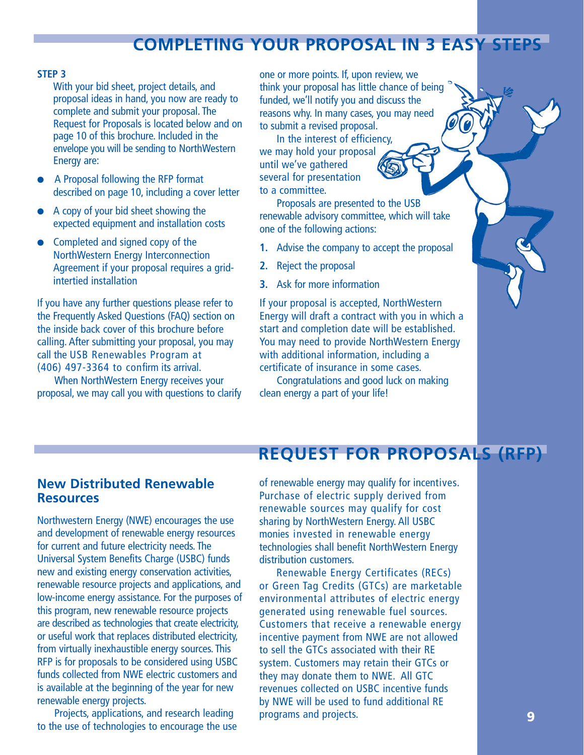# COMPLETING YOUR PROPOSAL IN 3 EASY STEPS

**STEP 3**

With your bid sheet, project details, and proposal ideas in hand, you now are ready to complete and submit your proposal. The Request for Proposals is located below and on page 10 of this brochure. Included in the envelope you will be sending to NorthWestern Energy are:

- A Proposal following the RFP format described on page 10, including a cover letter
- A copy of your bid sheet showing the expected equipment and installation costs
- Completed and signed copy of the NorthWestern Energy Interconnection Agreement if your proposal requires a grid-intertied installation

If you have any further questions please refer to the Frequently Asked Questions (FAQ) section on the inside back cover of this brochure before calling. After submitting your proposal, you may call the USB Renewables Program at (406) 497-3364 to confirm its arrival.

When NorthWestern Energy receives your proposal, we may call you with questions to clarify one or more points. If, upon review, we think your proposal has little chance of being funded, we'll notify you and discuss the reasons why. In many cases, you may need to submit a revised proposal.

In the interest of efficiency, we may hold your proposal until we've gathered several for presentation to a committee.

Proposals are presented to the USB renewable advisory committee, which will take one of the following actions:

1. Advise the company to accept the proposal
2. Reject the proposal
3. Ask for more information

If your proposal is accepted, NorthWestern Energy will draft a contract with you in which a start and completion date will be established. You may need to provide NorthWestern Energy with additional information, including a certificate of insurance in some cases.

Congratulations and good luck on making clean energy a part of your life!

# REQUEST FOR PROPOSALS (RFP)

## New Distributed Renewable Resources

Northwestern Energy (NWE) encourages the use and development of renewable energy resources for current and future electricity needs. The Universal System Benefits Charge (USBC) funds new and existing energy conservation activities, renewable resource projects and applications, and low-income energy assistance. For the purposes of this program, new renewable resource projects are described as technologies that create electricity, or useful work that replaces distributed electricity, from virtually inexhaustible energy sources. This RFP is for proposals to be considered using USBC funds collected from NWE electric customers and is available at the beginning of the year for new renewable energy projects.

Projects, applications, and research leading to the use of technologies to encourage the use of renewable energy may qualify for incentives. Purchase of electric supply derived from renewable sources may qualify for cost sharing by NorthWestern Energy. All USBC monies invested in renewable energy technologies shall benefit NorthWestern Energy distribution customers.

Renewable Energy Certificates (RECs) or Green Tag Credits (GTCs) are marketable environmental attributes of electric energy generated using renewable fuel sources. Customers that receive a renewable energy incentive payment from NWE are not allowed to sell the GTCs associated with their RE system. Customers may retain their GTCs or they may donate them to NWE. All GTC revenues collected on USBC incentive funds by NWE will be used to fund additional RE programs and projects.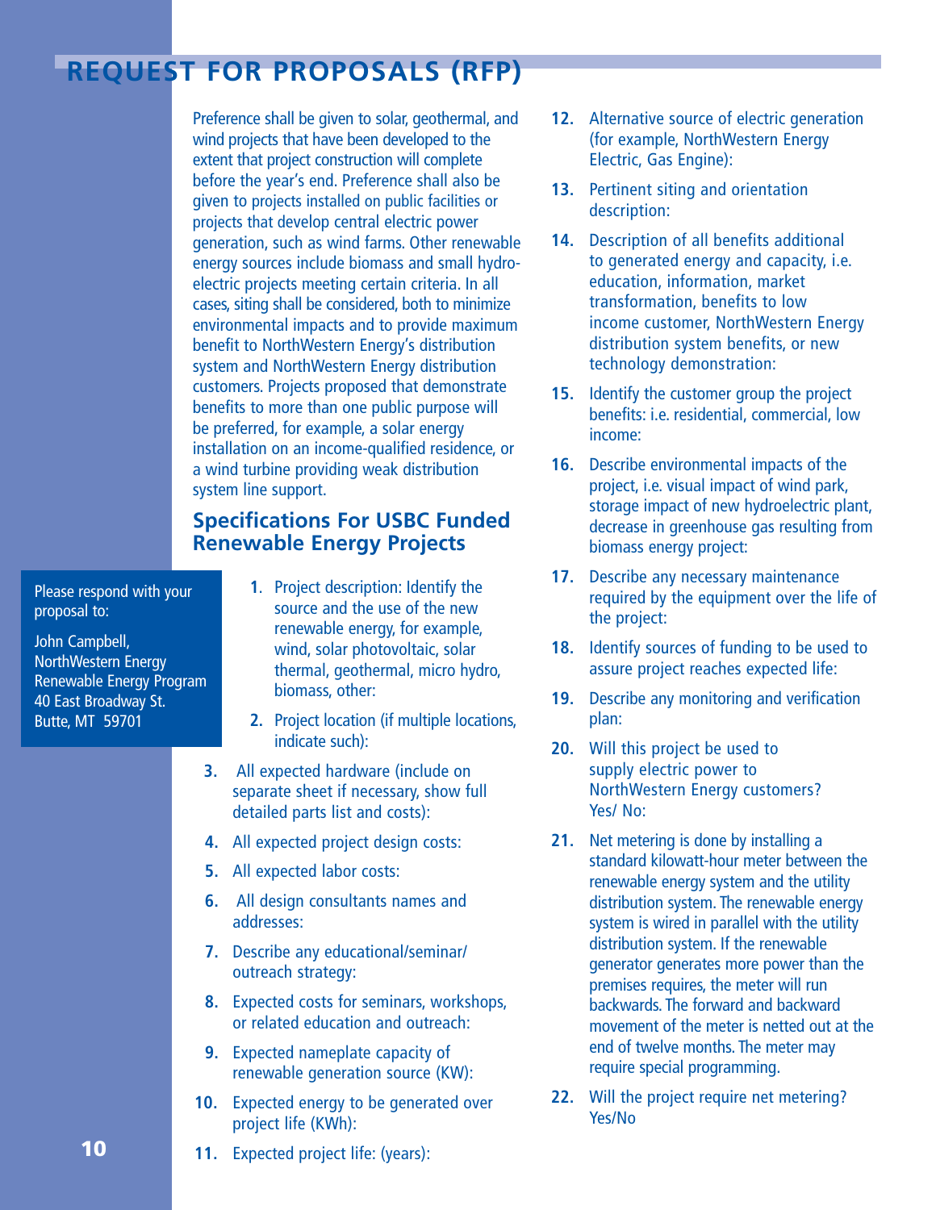# REQUEST FOR PROPOSALS (RFP)

Preference shall be given to solar, geothermal, and wind projects that have been developed to the extent that project construction will complete before the year's end. Preference shall also be given to projects installed on public facilities or projects that develop central electric power generation, such as wind farms. Other renewable energy sources include biomass and small hydro-electric projects meeting certain criteria. In all cases, siting shall be considered, both to minimize environmental impacts and to provide maximum benefit to NorthWestern Energy's distribution system and NorthWestern Energy distribution customers. Projects proposed that demonstrate benefits to more than one public purpose will be preferred, for example, a solar energy installation on an income-qualified residence, or a wind turbine providing weak distribution system line support.

## Specifications For USBC Funded Renewable Energy Projects

Please respond with your proposal to:

John Campbell,
NorthWestern Energy
Renewable Energy Program
40 East Broadway St.
Butte, MT 59701

1. Project description: Identify the source and the use of the new renewable energy, for example, wind, solar photovoltaic, solar thermal, geothermal, micro hydro, biomass, other:
2. Project location (if multiple locations, indicate such):
3. All expected hardware (include on separate sheet if necessary, show full detailed parts list and costs):
4. All expected project design costs:
5. All expected labor costs:
6. All design consultants names and addresses:
7. Describe any educational/seminar/ outreach strategy:
8. Expected costs for seminars, workshops, or related education and outreach:
9. Expected nameplate capacity of renewable generation source (KW):
10. Expected energy to be generated over project life (KWh):
11. Expected project life: (years):
12. Alternative source of electric generation (for example, NorthWestern Energy Electric, Gas Engine):
13. Pertinent siting and orientation description:
14. Description of all benefits additional to generated energy and capacity, i.e. education, information, market transformation, benefits to low income customer, NorthWestern Energy distribution system benefits, or new technology demonstration:
15. Identify the customer group the project benefits: i.e. residential, commercial, low income:
16. Describe environmental impacts of the project, i.e. visual impact of wind park, storage impact of new hydroelectric plant, decrease in greenhouse gas resulting from biomass energy project:
17. Describe any necessary maintenance required by the equipment over the life of the project:
18. Identify sources of funding to be used to assure project reaches expected life:
19. Describe any monitoring and verification plan:
20. Will this project be used to supply electric power to NorthWestern Energy customers? Yes/ No:
21. Net metering is done by installing a standard kilowatt-hour meter between the renewable energy system and the utility distribution system. The renewable energy system is wired in parallel with the utility distribution system. If the renewable generator generates more power than the premises requires, the meter will run backwards. The forward and backward movement of the meter is netted out at the end of twelve months. The meter may require special programming.
22. Will the project require net metering? Yes/No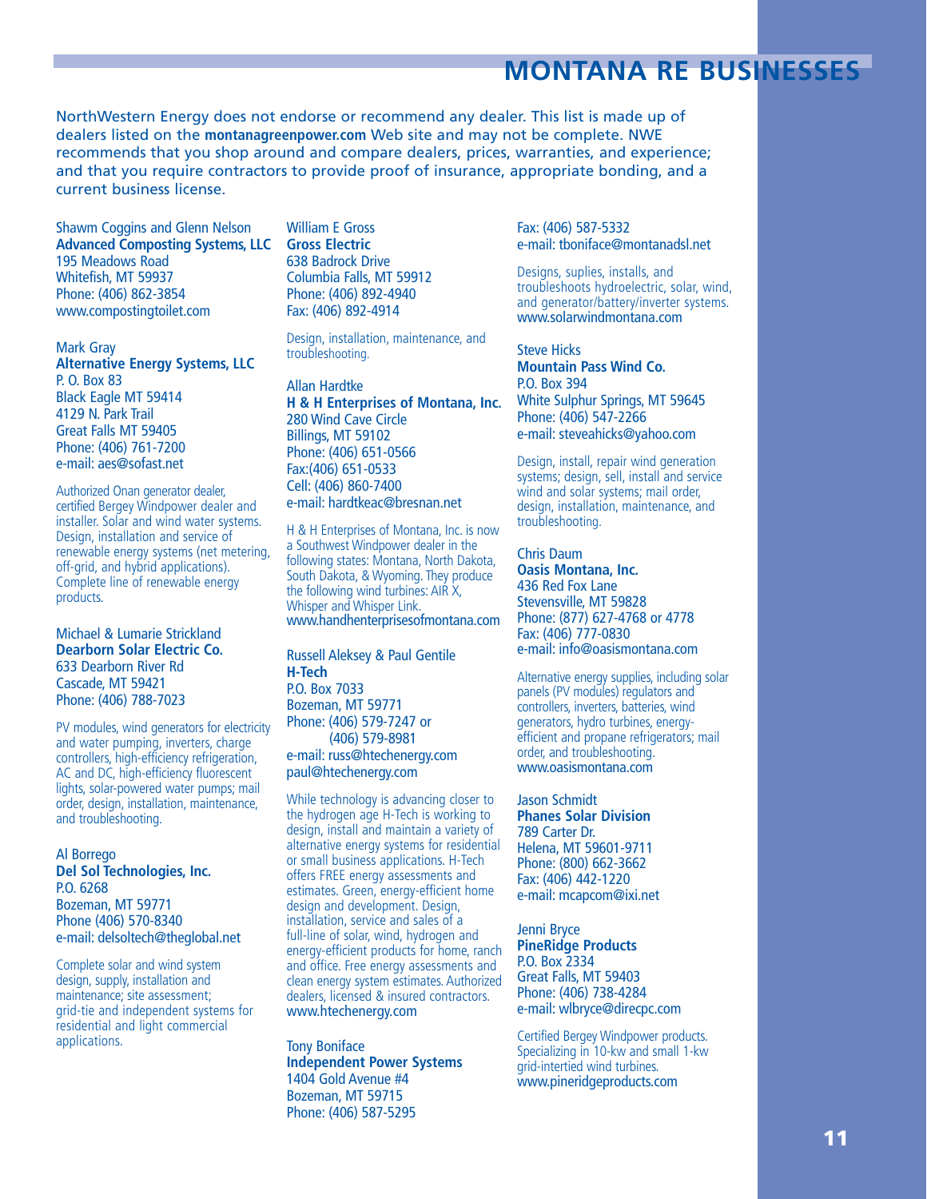# MONTANA RE BUSINESSES

NorthWestern Energy does not endorse or recommend any dealer. This list is made up of dealers listed on the **montanagreenpower.com** Web site and may not be complete. NWE recommends that you shop around and compare dealers, prices, warranties, and experience; and that you require contractors to provide proof of insurance, appropriate bonding, and a current business license.

Shawm Coggins and Glenn Nelson
**Advanced Composting Systems, LLC**
195 Meadows Road
Whitefish, MT 59937
Phone: (406) 862-3854
www.compostingtoilet.com

Mark Gray
**Alternative Energy Systems, LLC**
P. O. Box 83
Black Eagle MT 59414
4129 N. Park Trail
Great Falls MT 59405
Phone: (406) 761-7200
e-mail: aes@sofast.net

Authorized Onan generator dealer, certified Bergey Windpower dealer and installer. Solar and wind water systems. Design, installation and service of renewable energy systems (net metering, off-grid, and hybrid applications). Complete line of renewable energy products.

Michael & Lumarie Strickland
**Dearborn Solar Electric Co.**
633 Dearborn River Rd
Cascade, MT 59421
Phone: (406) 788-7023

PV modules, wind generators for electricity and water pumping, inverters, charge controllers, high-efficiency refrigeration, AC and DC, high-efficiency fluorescent lights, solar-powered water pumps; mail order, design, installation, maintenance, and troubleshooting.

Al Borrego
**Del Sol Technologies, Inc.**
P.O. 6268
Bozeman, MT 59771
Phone (406) 570-8340
e-mail: delsoltech@theglobal.net

Complete solar and wind system design, supply, installation and maintenance; site assessment; grid-tie and independent systems for residential and light commercial applications.

William E Gross
**Gross Electric**
638 Badrock Drive
Columbia Falls, MT 59912
Phone: (406) 892-4940
Fax: (406) 892-4914

Design, installation, maintenance, and troubleshooting.

Allan Hardtke
**H & H Enterprises of Montana, Inc.**
280 Wind Cave Circle
Billings, MT 59102
Phone: (406) 651-0566
Fax:(406) 651-0533
Cell: (406) 860-7400
e-mail: hardtkeac@bresnan.net

H & H Enterprises of Montana, Inc. is now a Southwest Windpower dealer in the following states: Montana, North Dakota, South Dakota, & Wyoming. They produce the following wind turbines: AIR X, Whisper and Whisper Link.
www.handhenterprisesofmontana.com

Russell Aleksey & Paul Gentile
**H-Tech**
P.O. Box 7033
Bozeman, MT 59771
Phone: (406) 579-7247 or
(406) 579-8981
e-mail: russ@htechenergy.com
paul@htechenergy.com

While technology is advancing closer to the hydrogen age H-Tech is working to design, install and maintain a variety of alternative energy systems for residential or small business applications. H-Tech offers FREE energy assessments and estimates. Green, energy-efficient home design and development. Design, installation, service and sales of a full-line of solar, wind, hydrogen and energy-efficient products for home, ranch and office. Free energy assessments and clean energy system estimates. Authorized dealers, licensed & insured contractors.
www.htechenergy.com

Tony Boniface
**Independent Power Systems**
1404 Gold Avenue #4
Bozeman, MT 59715
Phone: (406) 587-5295
Fax: (406) 587-5332
e-mail: tboniface@montanadsl.net

Designs, suplies, installs, and troubleshoots hydroelectric, solar, wind, and generator/battery/inverter systems.
www.solarwindmontana.com

Steve Hicks
**Mountain Pass Wind Co.**
P.O. Box 394
White Sulphur Springs, MT 59645
Phone: (406) 547-2266
e-mail: steveahicks@yahoo.com

Design, install, repair wind generation systems; design, sell, install and service wind and solar systems; mail order, design, installation, maintenance, and troubleshooting.

Chris Daum
**Oasis Montana, Inc.**
436 Red Fox Lane
Stevensville, MT 59828
Phone: (877) 627-4768 or 4778
Fax: (406) 777-0830
e-mail: info@oasismontana.com

Alternative energy supplies, including solar panels (PV modules) regulators and controllers, inverters, batteries, wind generators, hydro turbines, energy-efficient and propane refrigerators; mail order, and troubleshooting.
www.oasismontana.com

Jason Schmidt
**Phanes Solar Division**
789 Carter Dr.
Helena, MT 59601-9711
Phone: (800) 662-3662
Fax: (406) 442-1220
e-mail: mcapcom@ixi.net

Jenni Bryce
**PineRidge Products**
P.O. Box 2334
Great Falls, MT 59403
Phone: (406) 738-4284
e-mail: wlbryce@direcpc.com

Certified Bergey Windpower products. Specializing in 10-kw and small 1-kw grid-intertied wind turbines.
www.pineridgeproducts.com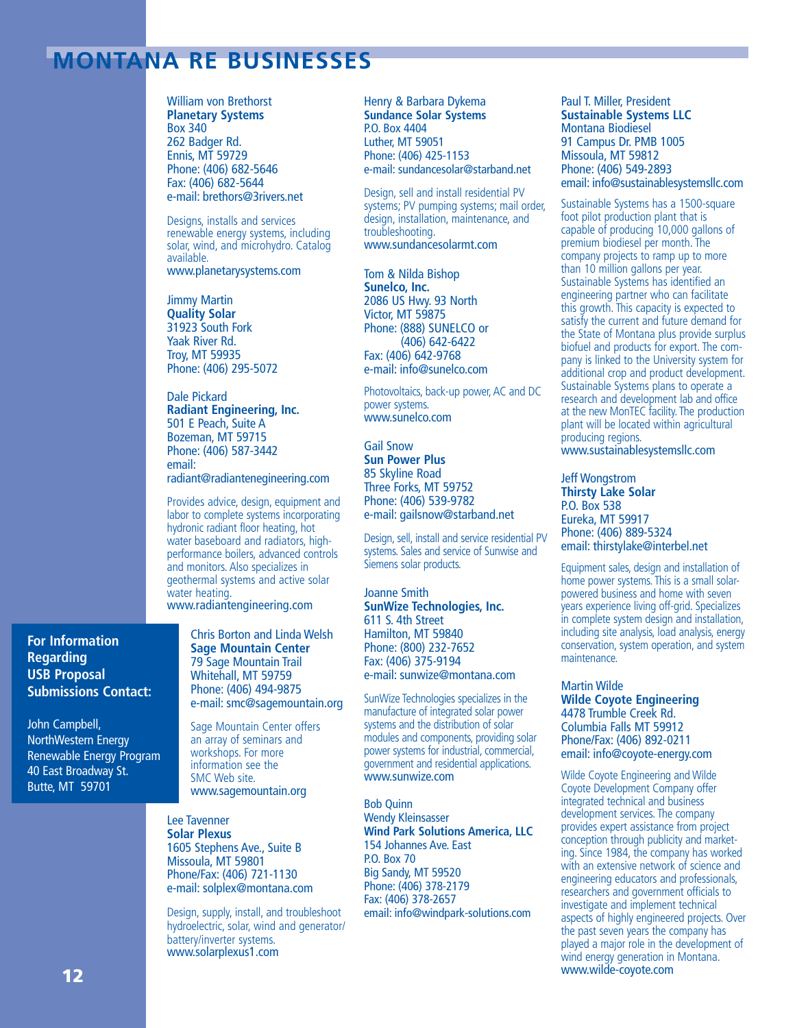# MONTANA RE BUSINESSES

William von Brethorst
**Planetary Systems**
Box 340
262 Badger Rd.
Ennis, MT 59729
Phone: (406) 682-5646
Fax: (406) 682-5644
e-mail: brethors@3rivers.net

Designs, installs and services renewable energy systems, including solar, wind, and microhydro. Catalog available.
www.planetarysystems.com

Jimmy Martin
**Quality Solar**
31923 South Fork
Yaak River Rd.
Troy, MT 59935
Phone: (406) 295-5072

Dale Pickard
**Radiant Engineering, Inc.**
501 E Peach, Suite A
Bozeman, MT 59715
Phone: (406) 587-3442
email:
radiant@radiantenegineering.com

Provides advice, design, equipment and labor to complete systems incorporating hydronic radiant floor heating, hot water baseboard and radiators, high-performance boilers, advanced controls and monitors. Also specializes in geothermal systems and active solar water heating.
www.radiantengineering.com

Chris Borton and Linda Welsh
**Sage Mountain Center**
79 Sage Mountain Trail
Whitehall, MT 59759
Phone: (406) 494-9875
e-mail: smc@sagemountain.org

Sage Mountain Center offers an array of seminars and workshops. For more information see the SMC Web site.
www.sagemountain.org

Lee Tavenner
**Solar Plexus**
1605 Stephens Ave., Suite B
Missoula, MT 59801
Phone/Fax: (406) 721-1130
e-mail: solplex@montana.com

Design, supply, install, and troubleshoot hydroelectric, solar, wind and generator/battery/inverter systems.
www.solarplexus1.com

Henry & Barbara Dykema
**Sundance Solar Systems**
P.O. Box 4404
Luther, MT 59051
Phone: (406) 425-1153
e-mail: sundancesolar@starband.net

Design, sell and install residential PV systems; PV pumping systems; mail order, design, installation, maintenance, and troubleshooting.
www.sundancesolarmt.com

Tom & Nilda Bishop
**Sunelco, Inc.**
2086 US Hwy. 93 North
Victor, MT 59875
Phone: (888) SUNELCO or
(406) 642-6422
Fax: (406) 642-9768
e-mail: info@sunelco.com

Photovoltaics, back-up power, AC and DC power systems.
www.sunelco.com

Gail Snow
**Sun Power Plus**
85 Skyline Road
Three Forks, MT 59752
Phone: (406) 539-9782
e-mail: gailsnow@starband.net

Design, sell, install and service residential PV systems. Sales and service of Sunwise and Siemens solar products.

Joanne Smith
**SunWize Technologies, Inc.**
611 S. 4th Street
Hamilton, MT 59840
Phone: (800) 232-7652
Fax: (406) 375-9194
e-mail: sunwize@montana.com

SunWize Technologies specializes in the manufacture of integrated solar power systems and the distribution of solar modules and components, providing solar power systems for industrial, commercial, government and residential applications.
www.sunwize.com

Bob Quinn
Wendy Kleinsasser
**Wind Park Solutions America, LLC**
154 Johannes Ave. East
P.O. Box 70
Big Sandy, MT 59520
Phone: (406) 378-2179
Fax: (406) 378-2657
email: info@windpark-solutions.com

Paul T. Miller, President
**Sustainable Systems LLC**
Montana Biodiesel
91 Campus Dr. PMB 1005
Missoula, MT 59812
Phone: (406) 549-2893
email: info@sustainablesystemsllc.com

Sustainable Systems has a 1500-square foot pilot production plant that is capable of producing 10,000 gallons of premium biodiesel per month. The company projects to ramp up to more than 10 million gallons per year. Sustainable Systems has identified an engineering partner who can facilitate this growth. This capacity is expected to satisfy the current and future demand for the State of Montana plus provide surplus biofuel and products for export. The company is linked to the University system for additional crop and product development. Sustainable Systems plans to operate a research and development lab and office at the new MonTEC facility. The production plant will be located within agricultural producing regions.
www.sustainablesystemsllc.com

Jeff Wongstrom
**Thirsty Lake Solar**
P.O. Box 538
Eureka, MT 59917
Phone: (406) 889-5324
email: thirstylake@interbel.net

Equipment sales, design and installation of home power systems. This is a small solar-powered business and home with seven years experience living off-grid. Specializes in complete system design and installation, including site analysis, load analysis, energy conservation, system operation, and system maintenance.

Martin Wilde
**Wilde Coyote Engineering**
4478 Trumble Creek Rd.
Columbia Falls MT 59912
Phone/Fax: (406) 892-0211
email: info@coyote-energy.com

Wilde Coyote Engineering and Wilde Coyote Development Company offer integrated technical and business development services. The company provides expert assistance from project conception through publicity and marketing. Since 1984, the company has worked with an extensive network of science and engineering educators and professionals, researchers and government officials to investigate and implement technical aspects of highly engineered projects. Over the past seven years the company has played a major role in the development of wind energy generation in Montana.
www.wilde-coyote.com

**For Information Regarding USB Proposal Submissions Contact:**

John Campbell,
NorthWestern Energy
Renewable Energy Program
40 East Broadway St.
Butte, MT 59701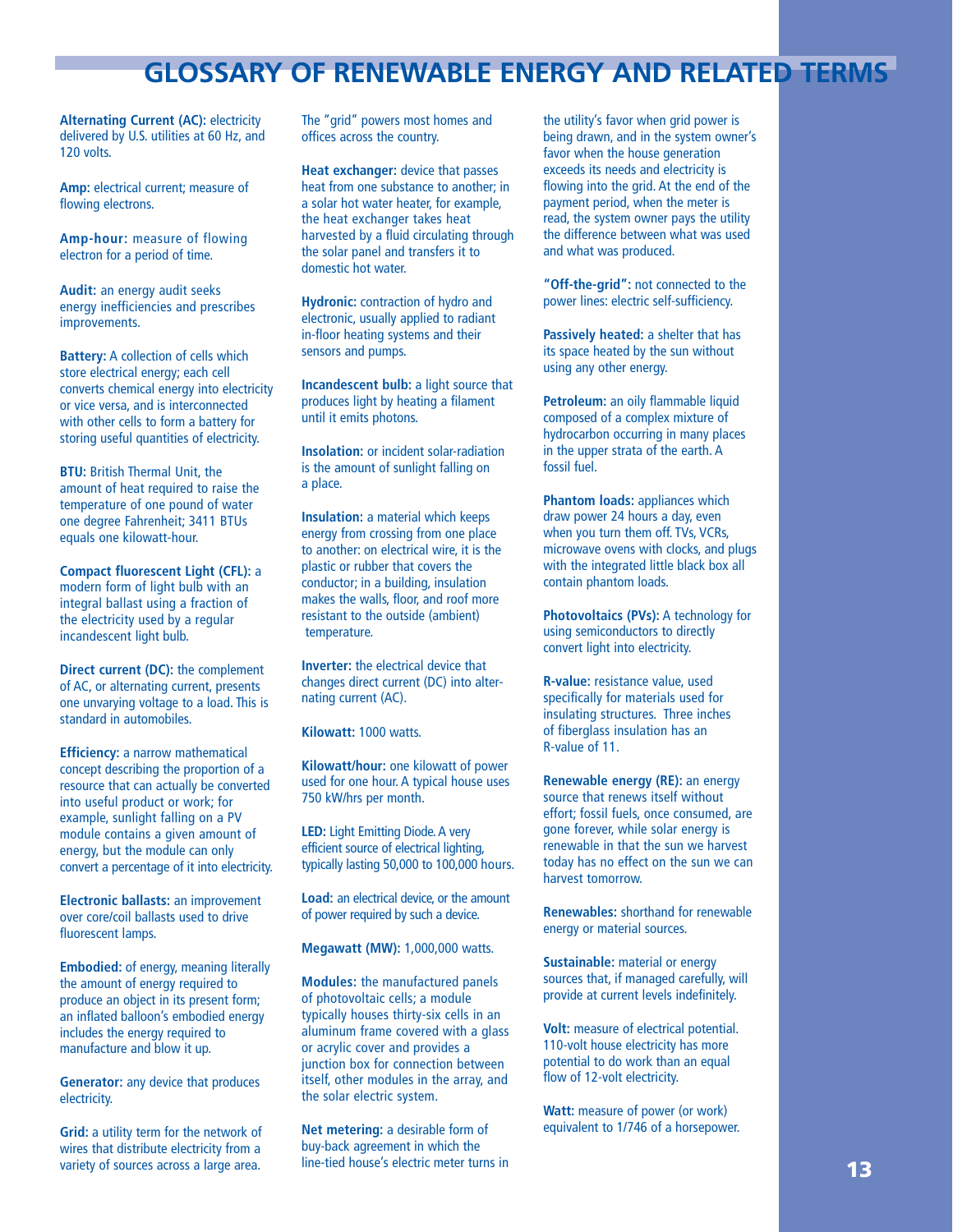# GLOSSARY OF RENEWABLE ENERGY AND RELATED TERMS

**Alternating Current (AC):** electricity delivered by U.S. utilities at 60 Hz, and 120 volts.

**Amp:** electrical current; measure of flowing electrons.

**Amp-hour:** measure of flowing electron for a period of time.

**Audit:** an energy audit seeks energy inefficiencies and prescribes improvements.

**Battery:** A collection of cells which store electrical energy; each cell converts chemical energy into electricity or vice versa, and is interconnected with other cells to form a battery for storing useful quantities of electricity.

**BTU:** British Thermal Unit, the amount of heat required to raise the temperature of one pound of water one degree Fahrenheit; 3411 BTUs equals one kilowatt-hour.

**Compact fluorescent Light (CFL):** a modern form of light bulb with an integral ballast using a fraction of the electricity used by a regular incandescent light bulb.

**Direct current (DC):** the complement of AC, or alternating current, presents one unvarying voltage to a load. This is standard in automobiles.

**Efficiency:** a narrow mathematical concept describing the proportion of a resource that can actually be converted into useful product or work; for example, sunlight falling on a PV module contains a given amount of energy, but the module can only convert a percentage of it into electricity.

**Electronic ballasts:** an improvement over core/coil ballasts used to drive fluorescent lamps.

**Embodied:** of energy, meaning literally the amount of energy required to produce an object in its present form; an inflated balloon's embodied energy includes the energy required to manufacture and blow it up.

**Generator:** any device that produces electricity.

**Grid:** a utility term for the network of wires that distribute electricity from a variety of sources across a large area. The "grid" powers most homes and offices across the country.

**Heat exchanger:** device that passes heat from one substance to another; in a solar hot water heater, for example, the heat exchanger takes heat harvested by a fluid circulating through the solar panel and transfers it to domestic hot water.

**Hydronic:** contraction of hydro and electronic, usually applied to radiant in-floor heating systems and their sensors and pumps.

**Incandescent bulb:** a light source that produces light by heating a filament until it emits photons.

**Insolation:** or incident solar-radiation is the amount of sunlight falling on a place.

**Insulation:** a material which keeps energy from crossing from one place to another: on electrical wire, it is the plastic or rubber that covers the conductor; in a building, insulation makes the walls, floor, and roof more resistant to the outside (ambient) temperature.

**Inverter:** the electrical device that changes direct current (DC) into alternating current (AC).

**Kilowatt:** 1000 watts.

**Kilowatt/hour:** one kilowatt of power used for one hour. A typical house uses 750 kW/hrs per month.

**LED:** Light Emitting Diode. A very efficient source of electrical lighting, typically lasting 50,000 to 100,000 hours.

**Load:** an electrical device, or the amount of power required by such a device.

**Megawatt (MW):** 1,000,000 watts.

**Modules:** the manufactured panels of photovoltaic cells; a module typically houses thirty-six cells in an aluminum frame covered with a glass or acrylic cover and provides a junction box for connection between itself, other modules in the array, and the solar electric system.

**Net metering:** a desirable form of buy-back agreement in which the line-tied house's electric meter turns in the utility's favor when grid power is being drawn, and in the system owner's favor when the house generation exceeds its needs and electricity is flowing into the grid. At the end of the payment period, when the meter is read, the system owner pays the utility the difference between what was used and what was produced.

**"Off-the-grid":** not connected to the power lines: electric self-sufficiency.

**Passively heated:** a shelter that has its space heated by the sun without using any other energy.

**Petroleum:** an oily flammable liquid composed of a complex mixture of hydrocarbon occurring in many places in the upper strata of the earth. A fossil fuel.

**Phantom loads:** appliances which draw power 24 hours a day, even when you turn them off. TVs, VCRs, microwave ovens with clocks, and plugs with the integrated little black box all contain phantom loads.

**Photovoltaics (PVs):** A technology for using semiconductors to directly convert light into electricity.

**R-value:** resistance value, used specifically for materials used for insulating structures. Three inches of fiberglass insulation has an R-value of 11.

**Renewable energy (RE):** an energy source that renews itself without effort; fossil fuels, once consumed, are gone forever, while solar energy is renewable in that the sun we harvest today has no effect on the sun we can harvest tomorrow.

**Renewables:** shorthand for renewable energy or material sources.

**Sustainable:** material or energy sources that, if managed carefully, will provide at current levels indefinitely.

**Volt:** measure of electrical potential. 110-volt house electricity has more potential to do work than an equal flow of 12-volt electricity.

**Watt:** measure of power (or work) equivalent to 1/746 of a horsepower.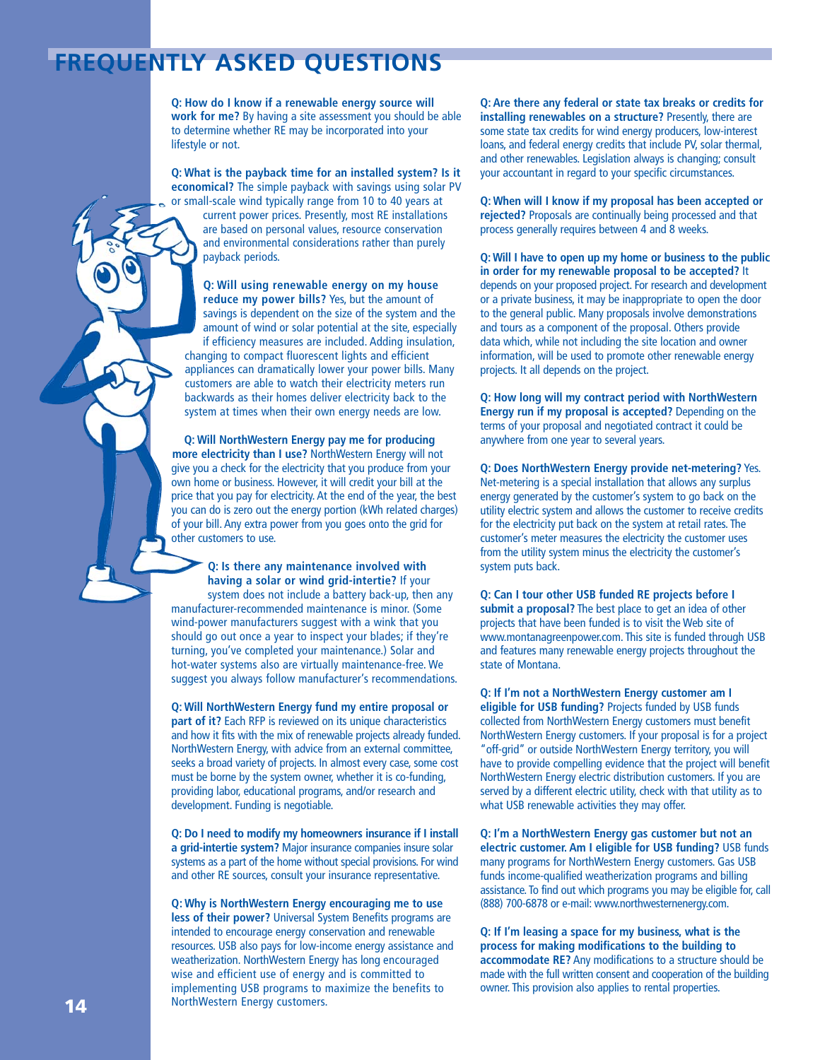# FREQUENTLY ASKED QUESTIONS

**Q: How do I know if a renewable energy source will work for me?** By having a site assessment you should be able to determine whether RE may be incorporated into your lifestyle or not.

**Q: What is the payback time for an installed system? Is it economical?** The simple payback with savings using solar PV or small-scale wind typically range from 10 to 40 years at current power prices. Presently, most RE installations are based on personal values, resource conservation and environmental considerations rather than purely payback periods.

**Q: Will using renewable energy on my house reduce my power bills?** Yes, but the amount of savings is dependent on the size of the system and the amount of wind or solar potential at the site, especially if efficiency measures are included. Adding insulation, changing to compact fluorescent lights and efficient appliances can dramatically lower your power bills. Many customers are able to watch their electricity meters run backwards as their homes deliver electricity back to the system at times when their own energy needs are low.

**Q: Will NorthWestern Energy pay me for producing more electricity than I use?** NorthWestern Energy will not give you a check for the electricity that you produce from your own home or business. However, it will credit your bill at the price that you pay for electricity. At the end of the year, the best you can do is zero out the energy portion (kWh related charges) of your bill. Any extra power from you goes onto the grid for other customers to use.

**Q: Is there any maintenance involved with having a solar or wind grid-intertie?** If your system does not include a battery back-up, then any manufacturer-recommended maintenance is minor. (Some wind-power manufacturers suggest with a wink that you should go out once a year to inspect your blades; if they're turning, you've completed your maintenance.) Solar and hot-water systems also are virtually maintenance-free. We suggest you always follow manufacturer's recommendations.

**Q: Will NorthWestern Energy fund my entire proposal or part of it?** Each RFP is reviewed on its unique characteristics and how it fits with the mix of renewable projects already funded. NorthWestern Energy, with advice from an external committee, seeks a broad variety of projects. In almost every case, some cost must be borne by the system owner, whether it is co-funding, providing labor, educational programs, and/or research and development. Funding is negotiable.

**Q: Do I need to modify my homeowners insurance if I install a grid-intertie system?** Major insurance companies insure solar systems as a part of the home without special provisions. For wind and other RE sources, consult your insurance representative.

**Q: Why is NorthWestern Energy encouraging me to use less of their power?** Universal System Benefits programs are intended to encourage energy conservation and renewable resources. USB also pays for low-income energy assistance and weatherization. NorthWestern Energy has long encouraged wise and efficient use of energy and is committed to implementing USB programs to maximize the benefits to NorthWestern Energy customers.

**Q: Are there any federal or state tax breaks or credits for installing renewables on a structure?** Presently, there are some state tax credits for wind energy producers, low-interest loans, and federal energy credits that include PV, solar thermal, and other renewables. Legislation always is changing; consult your accountant in regard to your specific circumstances.

**Q: When will I know if my proposal has been accepted or rejected?** Proposals are continually being processed and that process generally requires between 4 and 8 weeks.

**Q: Will I have to open up my home or business to the public in order for my renewable proposal to be accepted?** It depends on your proposed project. For research and development or a private business, it may be inappropriate to open the door to the general public. Many proposals involve demonstrations and tours as a component of the proposal. Others provide data which, while not including the site location and owner information, will be used to promote other renewable energy projects. It all depends on the project.

**Q: How long will my contract period with NorthWestern Energy run if my proposal is accepted?** Depending on the terms of your proposal and negotiated contract it could be anywhere from one year to several years.

**Q: Does NorthWestern Energy provide net-metering?** Yes. Net-metering is a special installation that allows any surplus energy generated by the customer's system to go back on the utility electric system and allows the customer to receive credits for the electricity put back on the system at retail rates. The customer's meter measures the electricity the customer uses from the utility system minus the electricity the customer's system puts back.

**Q: Can I tour other USB funded RE projects before I submit a proposal?** The best place to get an idea of other projects that have been funded is to visit the Web site of www.montanagreenpower.com. This site is funded through USB and features many renewable energy projects throughout the state of Montana.

**Q: If I'm not a NorthWestern Energy customer am I eligible for USB funding?** Projects funded by USB funds collected from NorthWestern Energy customers must benefit NorthWestern Energy customers. If your proposal is for a project "off-grid" or outside NorthWestern Energy territory, you will have to provide compelling evidence that the project will benefit NorthWestern Energy electric distribution customers. If you are served by a different electric utility, check with that utility as to what USB renewable activities they may offer.

**Q: I'm a NorthWestern Energy gas customer but not an electric customer. Am I eligible for USB funding?** USB funds many programs for NorthWestern Energy customers. Gas USB funds income-qualified weatherization programs and billing assistance. To find out which programs you may be eligible for, call (888) 700-6878 or e-mail: www.northwesternenergy.com.

**Q: If I'm leasing a space for my business, what is the process for making modifications to the building to accommodate RE?** Any modifications to a structure should be made with the full written consent and cooperation of the building owner. This provision also applies to rental properties.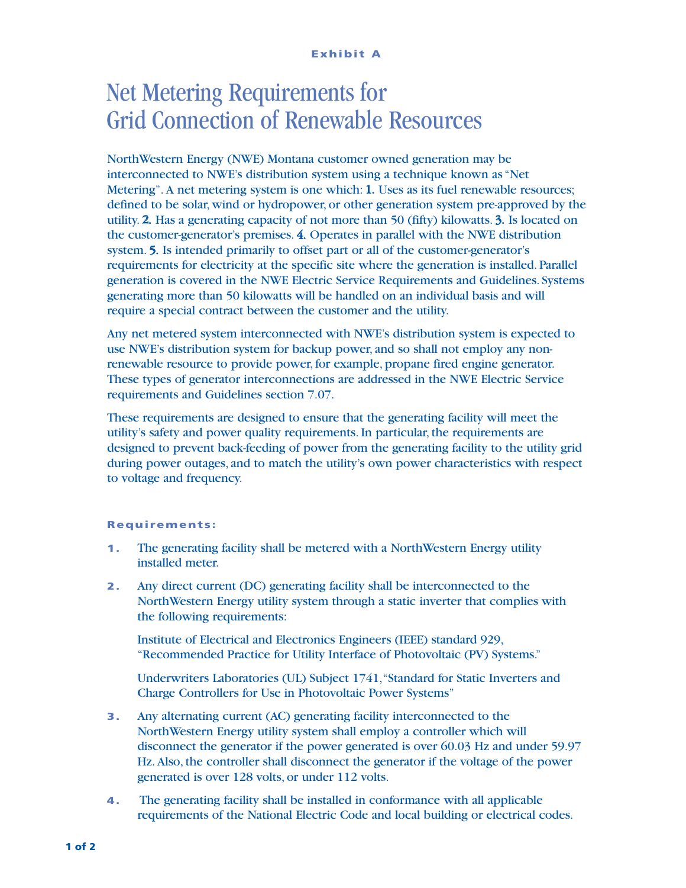**Exhibit A**

# Net Metering Requirements for Grid Connection of Renewable Resources

NorthWestern Energy (NWE) Montana customer owned generation may be interconnected to NWE's distribution system using a technique known as "Net Metering". A net metering system is one which: **1.** Uses as its fuel renewable resources; defined to be solar, wind or hydropower, or other generation system pre-approved by the utility. **2.** Has a generating capacity of not more than 50 (fifty) kilowatts. **3.** Is located on the customer-generator's premises. **4.** Operates in parallel with the NWE distribution system. **5.** Is intended primarily to offset part or all of the customer-generator's requirements for electricity at the specific site where the generation is installed. Parallel generation is covered in the NWE Electric Service Requirements and Guidelines. Systems generating more than 50 kilowatts will be handled on an individual basis and will require a special contract between the customer and the utility.

Any net metered system interconnected with NWE's distribution system is expected to use NWE's distribution system for backup power, and so shall not employ any non-renewable resource to provide power, for example, propane fired engine generator. These types of generator interconnections are addressed in the NWE Electric Service requirements and Guidelines section 7.07.

These requirements are designed to ensure that the generating facility will meet the utility's safety and power quality requirements. In particular, the requirements are designed to prevent back-feeding of power from the generating facility to the utility grid during power outages, and to match the utility's own power characteristics with respect to voltage and frequency.

**Requirements:**

1. The generating facility shall be metered with a NorthWestern Energy utility installed meter.

2. Any direct current (DC) generating facility shall be interconnected to the NorthWestern Energy utility system through a static inverter that complies with the following requirements:

   Institute of Electrical and Electronics Engineers (IEEE) standard 929, "Recommended Practice for Utility Interface of Photovoltaic (PV) Systems."

   Underwriters Laboratories (UL) Subject 1741, "Standard for Static Inverters and Charge Controllers for Use in Photovoltaic Power Systems"

3. Any alternating current (AC) generating facility interconnected to the NorthWestern Energy utility system shall employ a controller which will disconnect the generator if the power generated is over 60.03 Hz and under 59.97 Hz. Also, the controller shall disconnect the generator if the voltage of the power generated is over 128 volts, or under 112 volts.

4. The generating facility shall be installed in conformance with all applicable requirements of the National Electric Code and local building or electrical codes.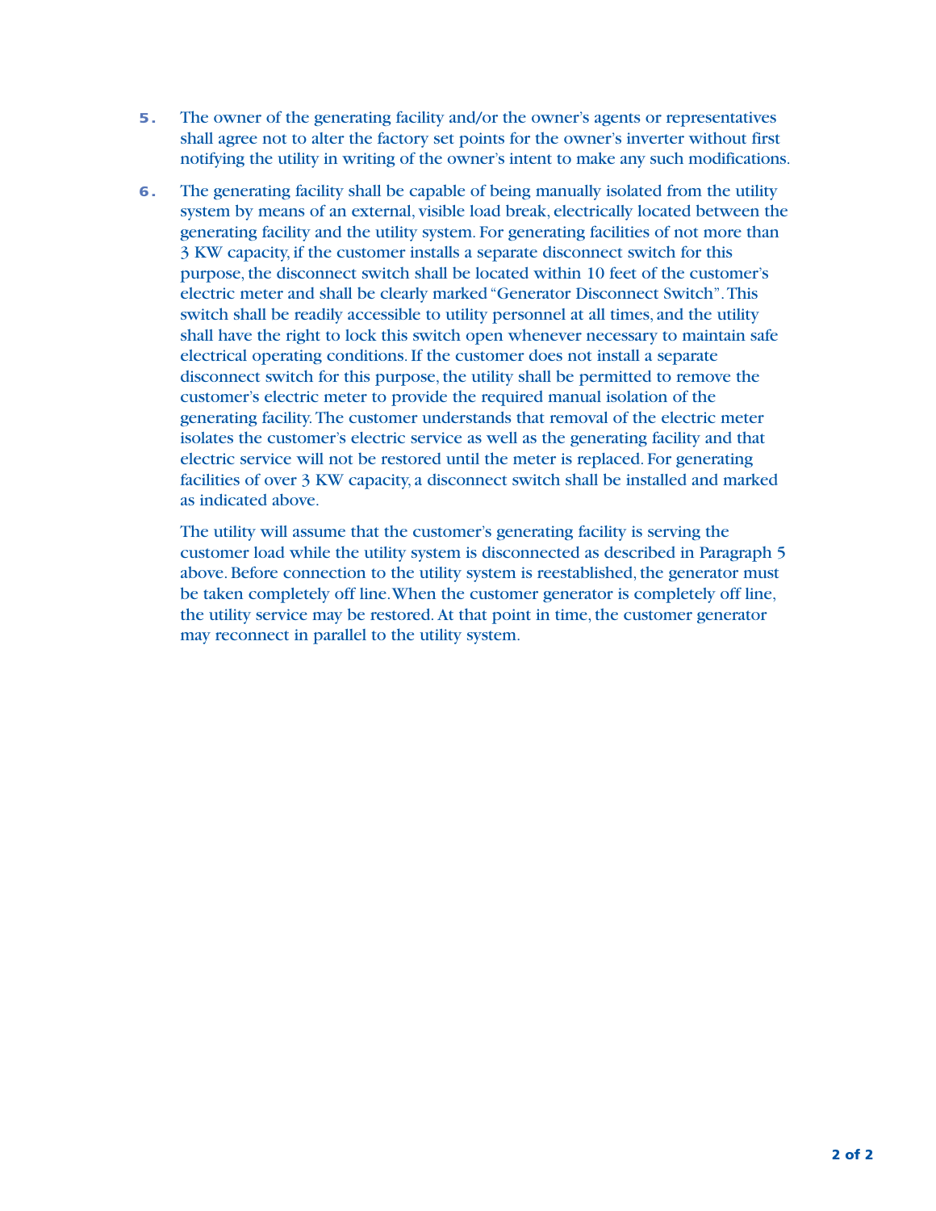5. The owner of the generating facility and/or the owner's agents or representatives shall agree not to alter the factory set points for the owner's inverter without first notifying the utility in writing of the owner's intent to make any such modifications.

6. The generating facility shall be capable of being manually isolated from the utility system by means of an external, visible load break, electrically located between the generating facility and the utility system. For generating facilities of not more than 3 KW capacity, if the customer installs a separate disconnect switch for this purpose, the disconnect switch shall be located within 10 feet of the customer's electric meter and shall be clearly marked "Generator Disconnect Switch". This switch shall be readily accessible to utility personnel at all times, and the utility shall have the right to lock this switch open whenever necessary to maintain safe electrical operating conditions. If the customer does not install a separate disconnect switch for this purpose, the utility shall be permitted to remove the customer's electric meter to provide the required manual isolation of the generating facility. The customer understands that removal of the electric meter isolates the customer's electric service as well as the generating facility and that electric service will not be restored until the meter is replaced. For generating facilities of over 3 KW capacity, a disconnect switch shall be installed and marked as indicated above.

   The utility will assume that the customer's generating facility is serving the customer load while the utility system is disconnected as described in Paragraph 5 above. Before connection to the utility system is reestablished, the generator must be taken completely off line. When the customer generator is completely off line, the utility service may be restored. At that point in time, the customer generator may reconnect in parallel to the utility system.